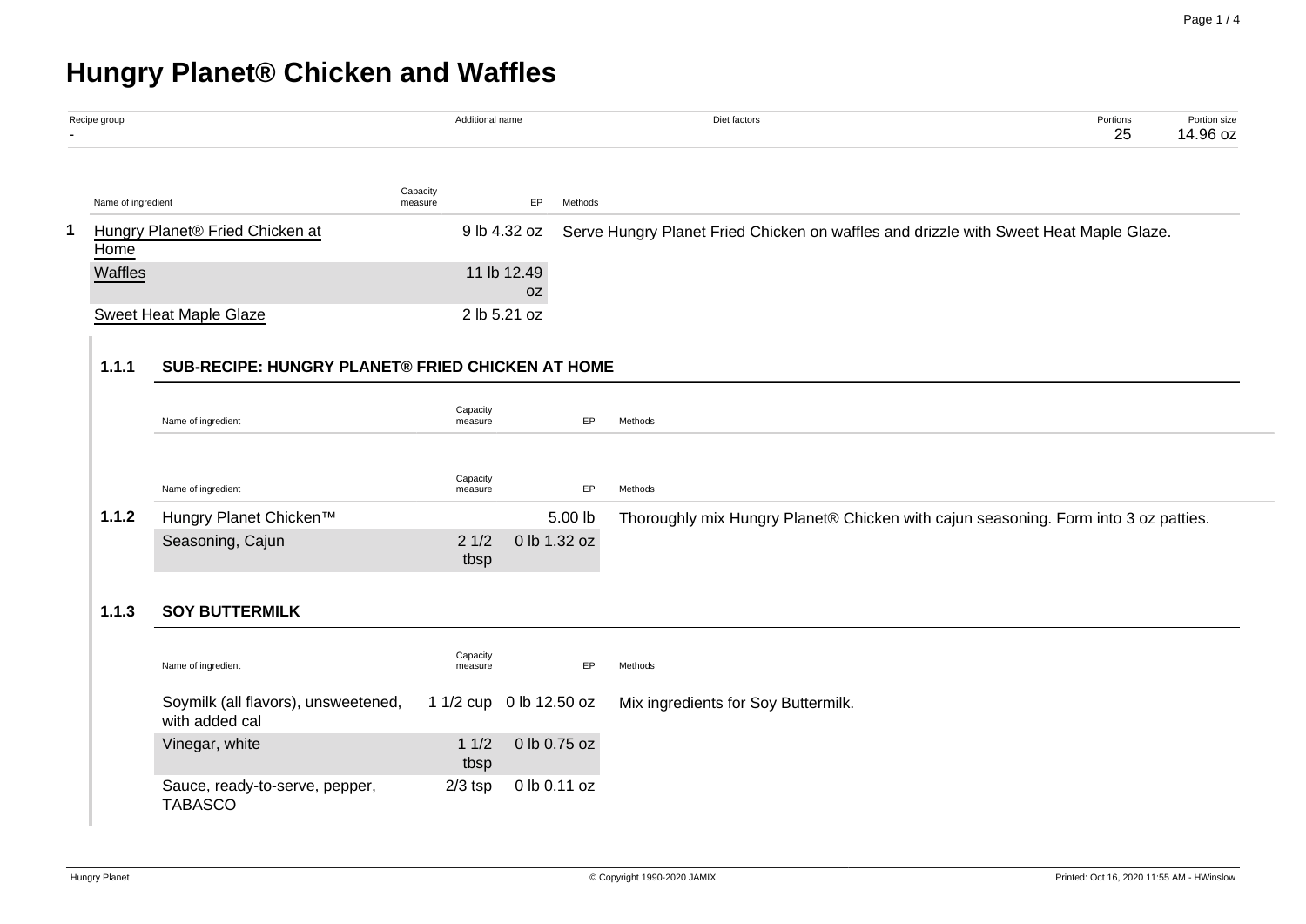# Hungry Planet® Chicken and Waffles

| Recipe group | Additional name | Diet factors | Portions | Portion size |
|---|---|---|---|---|
| - | | | 25 | 14.96 oz |

| | Name of ingredient | Capacity measure | EP | Methods |
|---|---|---|---|---|
| 1 | Hungry Planet® Fried Chicken at Home | | 9 lb 4.32 oz | Serve Hungry Planet Fried Chicken on waffles and drizzle with Sweet Heat Maple Glaze. |
| | Waffles | | 11 lb 12.49 oz | |
| | Sweet Heat Maple Glaze | | 2 lb 5.21 oz | |

### 1.1.1 SUB-RECIPE: HUNGRY PLANET® FRIED CHICKEN AT HOME

| | Name of ingredient | Capacity measure | EP | Methods |
|---|---|---|---|---|
| 1.1.2 | Hungry Planet Chicken™ | | 5.00 lb | Thoroughly mix Hungry Planet® Chicken with cajun seasoning. Form into 3 oz patties. |
| | Seasoning, Cajun | 2 1/2 tbsp | 0 lb 1.32 oz | |

### 1.1.3 SOY BUTTERMILK

| Name of ingredient | Capacity measure | EP | Methods |
|---|---|---|---|
| Soymilk (all flavors), unsweetened, with added cal | 1 1/2 cup | 0 lb 12.50 oz | Mix ingredients for Soy Buttermilk. |
| Vinegar, white | 1 1/2 tbsp | 0 lb 0.75 oz | |
| Sauce, ready-to-serve, pepper, TABASCO | 2/3 tsp | 0 lb 0.11 oz | |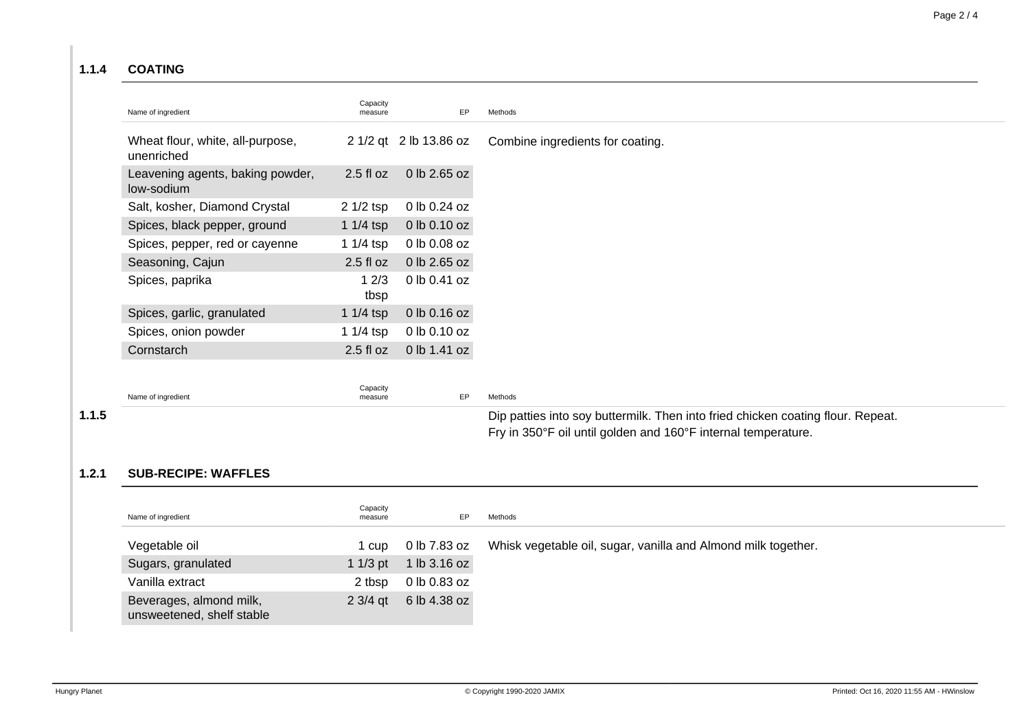## 1.1.4 COATING

| Name of ingredient | Capacity measure | EP | Methods |
|---|---|---|---|
| Wheat flour, white, all-purpose, unenriched | 2 1/2 qt | 2 lb 13.86 oz | Combine ingredients for coating. |
| Leavening agents, baking powder, low-sodium | 2.5 fl oz | 0 lb 2.65 oz | |
| Salt, kosher, Diamond Crystal | 2 1/2 tsp | 0 lb 0.24 oz | |
| Spices, black pepper, ground | 1 1/4 tsp | 0 lb 0.10 oz | |
| Spices, pepper, red or cayenne | 1 1/4 tsp | 0 lb 0.08 oz | |
| Seasoning, Cajun | 2.5 fl oz | 0 lb 2.65 oz | |
| Spices, paprika | 1 2/3 tbsp | 0 lb 0.41 oz | |
| Spices, garlic, granulated | 1 1/4 tsp | 0 lb 0.16 oz | |
| Spices, onion powder | 1 1/4 tsp | 0 lb 0.10 oz | |
| Cornstarch | 2.5 fl oz | 0 lb 1.41 oz | |

## 1.1.5

| Name of ingredient | Capacity measure | EP | Methods |
|---|---|---|---|
| | | | Dip patties into soy buttermilk. Then into fried chicken coating flour. Repeat. Fry in 350°F oil until golden and 160°F internal temperature. |

## 1.2.1 SUB-RECIPE: WAFFLES

| Name of ingredient | Capacity measure | EP | Methods |
|---|---|---|---|
| Vegetable oil | 1 cup | 0 lb 7.83 oz | Whisk vegetable oil, sugar, vanilla and Almond milk together. |
| Sugars, granulated | 1 1/3 pt | 1 lb 3.16 oz | |
| Vanilla extract | 2 tbsp | 0 lb 0.83 oz | |
| Beverages, almond milk, unsweetened, shelf stable | 2 3/4 qt | 6 lb 4.38 oz | |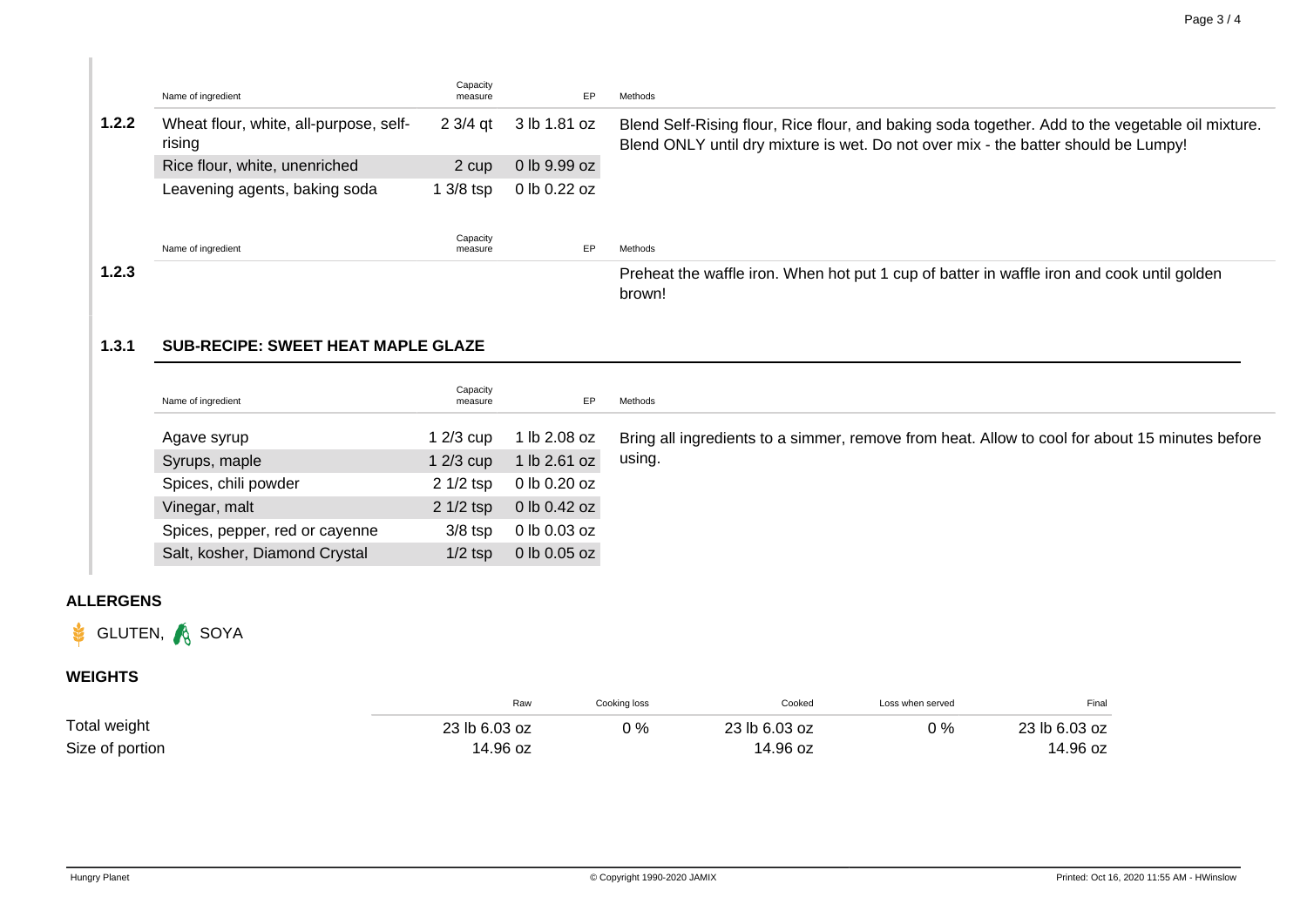| | Name of ingredient | Capacity measure | EP | Methods |
|---|---|---|---|---|
| 1.2.2 | Wheat flour, white, all-purpose, self-rising | 2 3/4 qt | 3 lb 1.81 oz | Blend Self-Rising flour, Rice flour, and baking soda together. Add to the vegetable oil mixture. Blend ONLY until dry mixture is wet. Do not over mix - the batter should be Lumpy! |
| | Rice flour, white, unenriched | 2 cup | 0 lb 9.99 oz | |
| | Leavening agents, baking soda | 1 3/8 tsp | 0 lb 0.22 oz | |

| | Name of ingredient | Capacity measure | EP | Methods |
|---|---|---|---|---|
| 1.2.3 | | | | Preheat the waffle iron. When hot put 1 cup of batter in waffle iron and cook until golden brown! |

### 1.3.1 SUB-RECIPE: SWEET HEAT MAPLE GLAZE

| Name of ingredient | Capacity measure | EP | Methods |
|---|---|---|---|
| Agave syrup | 1 2/3 cup | 1 lb 2.08 oz | Bring all ingredients to a simmer, remove from heat. Allow to cool for about 15 minutes before using. |
| Syrups, maple | 1 2/3 cup | 1 lb 2.61 oz | |
| Spices, chili powder | 2 1/2 tsp | 0 lb 0.20 oz | |
| Vinegar, malt | 2 1/2 tsp | 0 lb 0.42 oz | |
| Spices, pepper, red or cayenne | 3/8 tsp | 0 lb 0.03 oz | |
| Salt, kosher, Diamond Crystal | 1/2 tsp | 0 lb 0.05 oz | |

## ALLERGENS

GLUTEN, SOYA

## WEIGHTS

| | Raw | Cooking loss | Cooked | Loss when served | Final |
|---|---|---|---|---|---|
| Total weight | 23 lb 6.03 oz | 0 % | 23 lb 6.03 oz | 0 % | 23 lb 6.03 oz |
| Size of portion | 14.96 oz | | 14.96 oz | | 14.96 oz |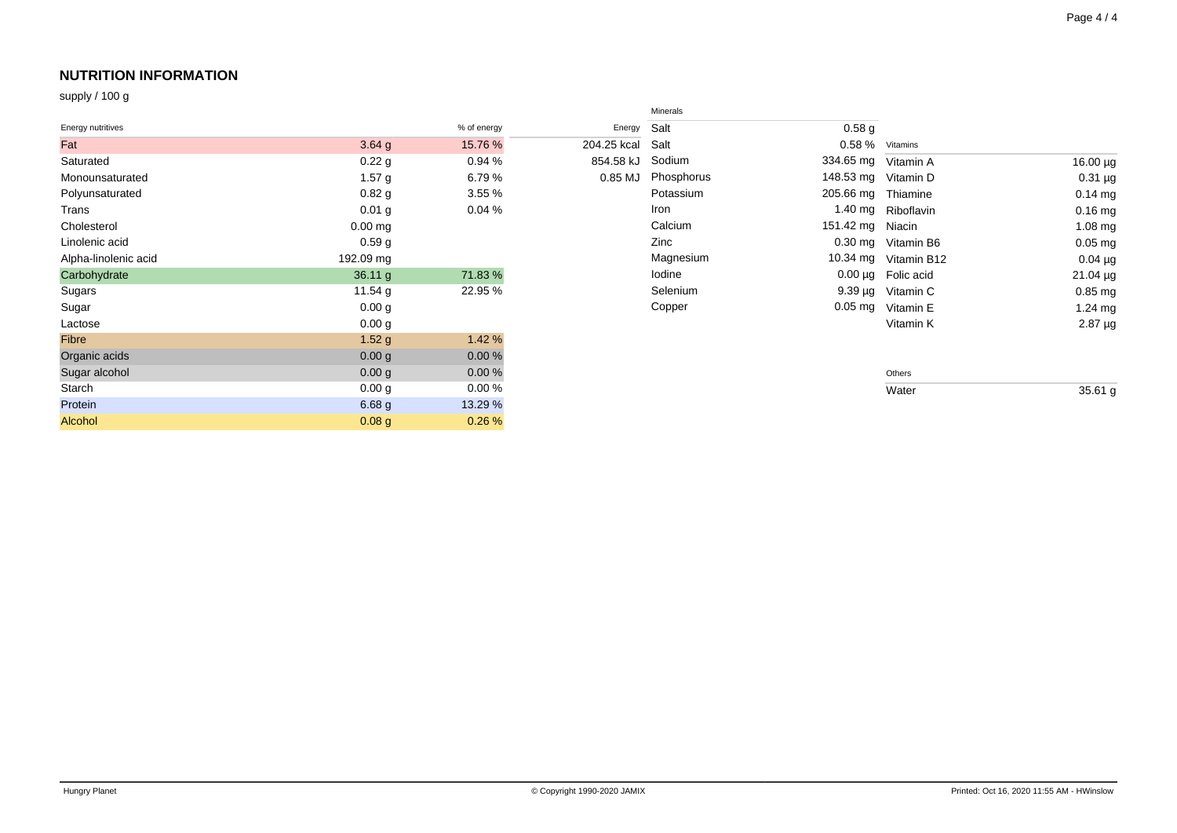## NUTRITION INFORMATION

supply / 100 g

| Energy nutritives | | % of energy |
|---|---|---|
| Fat | 3.64 g | 15.76 % |
| Saturated | 0.22 g | 0.94 % |
| Monounsaturated | 1.57 g | 6.79 % |
| Polyunsaturated | 0.82 g | 3.55 % |
| Trans | 0.01 g | 0.04 % |
| Cholesterol | 0.00 mg | |
| Linolenic acid | 0.59 g | |
| Alpha-linolenic acid | 192.09 mg | |
| Carbohydrate | 36.11 g | 71.83 % |
| Sugars | 11.54 g | 22.95 % |
| Sugar | 0.00 g | |
| Lactose | 0.00 g | |
| Fibre | 1.52 g | 1.42 % |
| Organic acids | 0.00 g | 0.00 % |
| Sugar alcohol | 0.00 g | 0.00 % |
| Starch | 0.00 g | 0.00 % |
| Protein | 6.68 g | 13.29 % |
| Alcohol | 0.08 g | 0.26 % |

| Energy |
|---|
| 204.25 kcal |
| 854.58 kJ |
| 0.85 MJ |

| Minerals | |
|---|---|
| Salt | 0.58 g |
| Salt | 0.58 % |
| Sodium | 334.65 mg |
| Phosphorus | 148.53 mg |
| Potassium | 205.66 mg |
| Iron | 1.40 mg |
| Calcium | 151.42 mg |
| Zinc | 0.30 mg |
| Magnesium | 10.34 mg |
| Iodine | 0.00 µg |
| Selenium | 9.39 µg |
| Copper | 0.05 mg |

| Vitamins | |
|---|---|
| Vitamin A | 16.00 µg |
| Vitamin D | 0.31 µg |
| Thiamine | 0.14 mg |
| Riboflavin | 0.16 mg |
| Niacin | 1.08 mg |
| Vitamin B6 | 0.05 mg |
| Vitamin B12 | 0.04 µg |
| Folic acid | 21.04 µg |
| Vitamin C | 0.85 mg |
| Vitamin E | 1.24 mg |
| Vitamin K | 2.87 µg |

| Others | |
|---|---|
| Water | 35.61 g |

Hungry Planet © Copyright 1990-2020 JAMIX Printed: Oct 16, 2020 11:55 AM - HWinslow